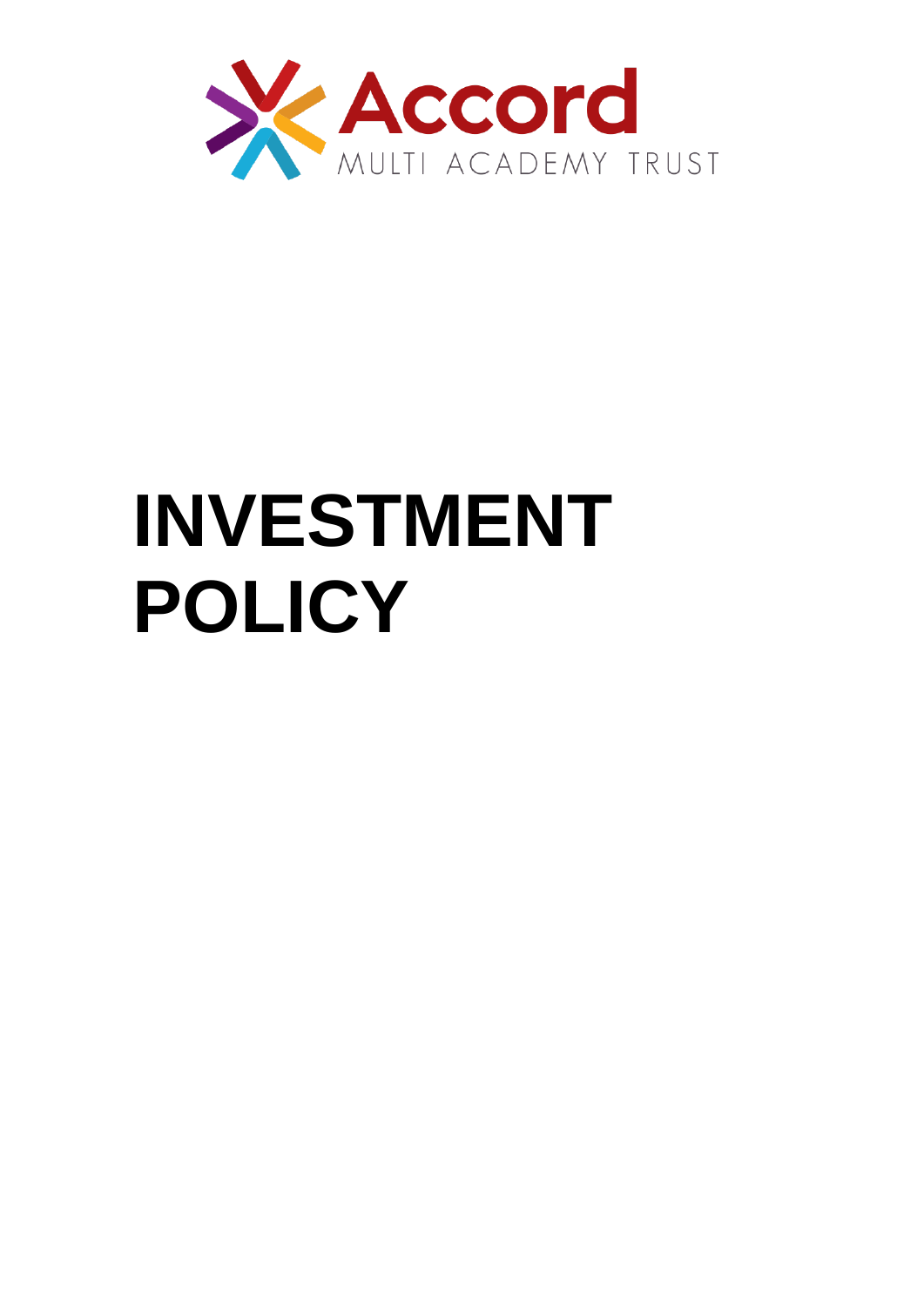Accord

MULTI ACADEMY TRUST

# INVESTMENT POLICY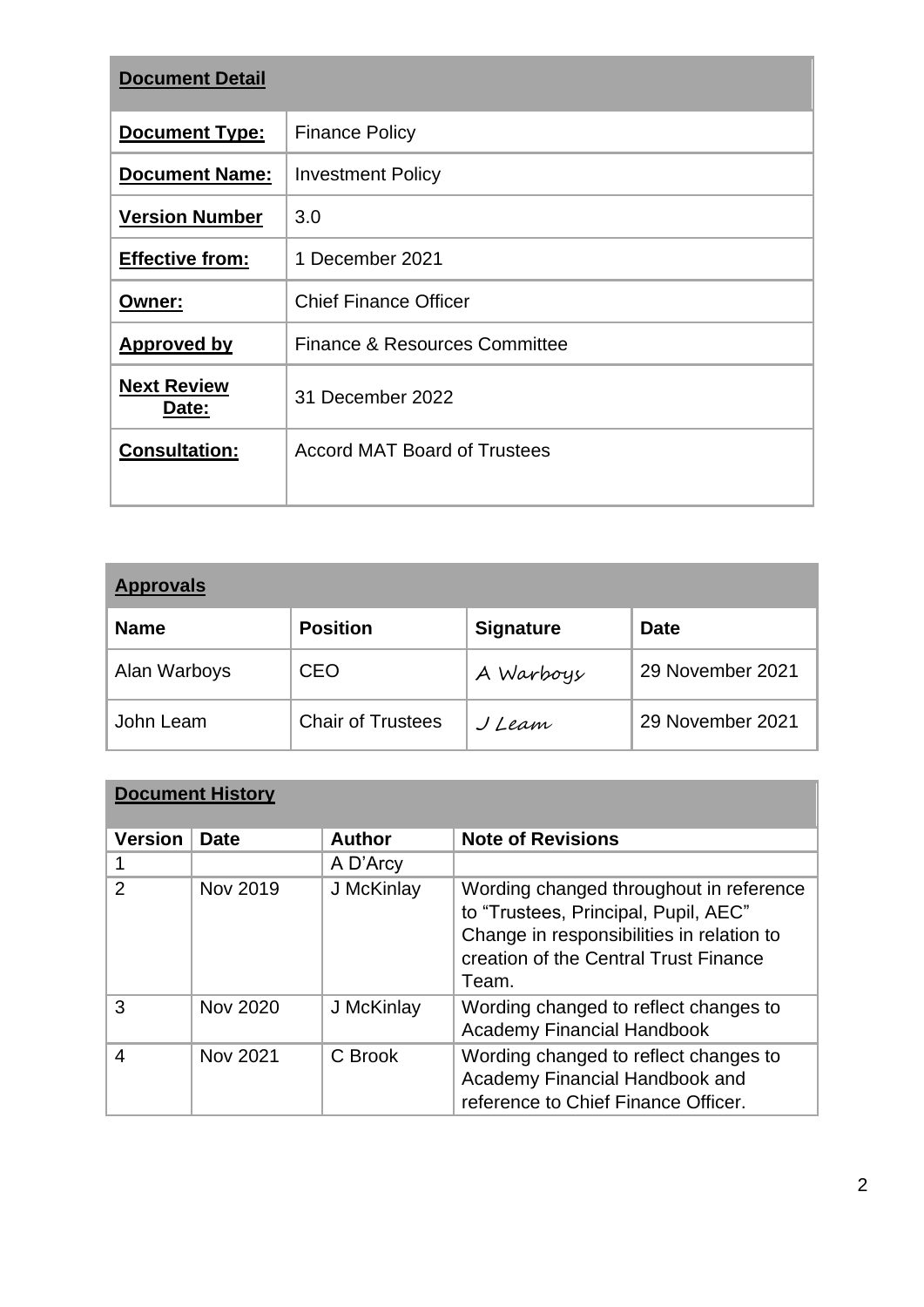| **Document Detail** | |
|---|---|
| **Document Type:** | Finance Policy |
| **Document Name:** | Investment Policy |
| **Version Number** | 3.0 |
| **Effective from:** | 1 December 2021 |
| **Owner:** | Chief Finance Officer |
| **Approved by** | Finance & Resources Committee |
| **Next Review Date:** | 31 December 2022 |
| **Consultation:** | Accord MAT Board of Trustees |

| **Approvals** | | | |
|---|---|---|---|
| **Name** | **Position** | **Signature** | **Date** |
| Alan Warboys | CEO | A Warboys | 29 November 2021 |
| John Leam | Chair of Trustees | J Leam | 29 November 2021 |

| **Document History** | | | |
|---|---|---|---|
| **Version** | **Date** | **Author** | **Note of Revisions** |
| 1 | | A D'Arcy | |
| 2 | Nov 2019 | J McKinlay | Wording changed throughout in reference to "Trustees, Principal, Pupil, AEC" Change in responsibilities in relation to creation of the Central Trust Finance Team. |
| 3 | Nov 2020 | J McKinlay | Wording changed to reflect changes to Academy Financial Handbook |
| 4 | Nov 2021 | C Brook | Wording changed to reflect changes to Academy Financial Handbook and reference to Chief Finance Officer. |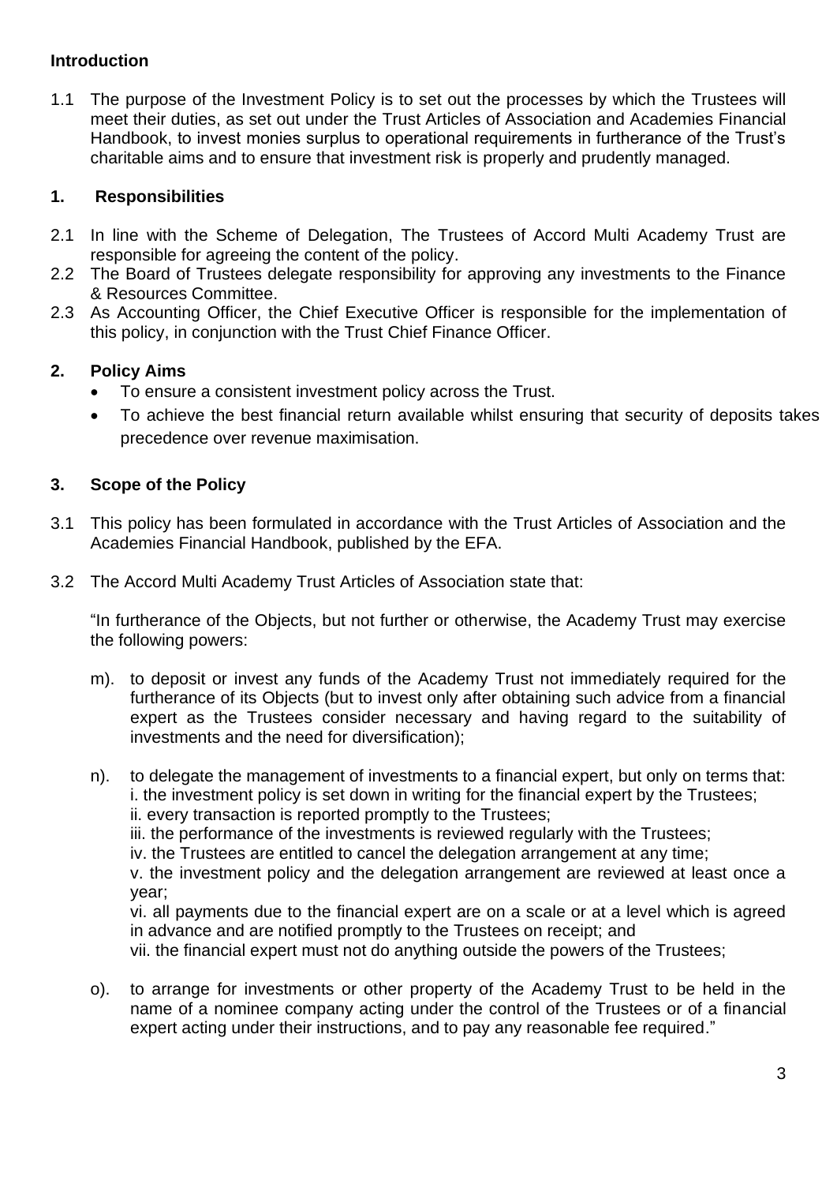## Introduction

1.1 The purpose of the Investment Policy is to set out the processes by which the Trustees will meet their duties, as set out under the Trust Articles of Association and Academies Financial Handbook, to invest monies surplus to operational requirements in furtherance of the Trust's charitable aims and to ensure that investment risk is properly and prudently managed.

## 1. Responsibilities

2.1 In line with the Scheme of Delegation, The Trustees of Accord Multi Academy Trust are responsible for agreeing the content of the policy.

2.2 The Board of Trustees delegate responsibility for approving any investments to the Finance & Resources Committee.

2.3 As Accounting Officer, the Chief Executive Officer is responsible for the implementation of this policy, in conjunction with the Trust Chief Finance Officer.

## 2. Policy Aims

- To ensure a consistent investment policy across the Trust.
- To achieve the best financial return available whilst ensuring that security of deposits takes precedence over revenue maximisation.

## 3. Scope of the Policy

3.1 This policy has been formulated in accordance with the Trust Articles of Association and the Academies Financial Handbook, published by the EFA.

3.2 The Accord Multi Academy Trust Articles of Association state that:

"In furtherance of the Objects, but not further or otherwise, the Academy Trust may exercise the following powers:

m). to deposit or invest any funds of the Academy Trust not immediately required for the furtherance of its Objects (but to invest only after obtaining such advice from a financial expert as the Trustees consider necessary and having regard to the suitability of investments and the need for diversification);

n). to delegate the management of investments to a financial expert, but only on terms that:
i. the investment policy is set down in writing for the financial expert by the Trustees;
ii. every transaction is reported promptly to the Trustees;
iii. the performance of the investments is reviewed regularly with the Trustees;
iv. the Trustees are entitled to cancel the delegation arrangement at any time;
v. the investment policy and the delegation arrangement are reviewed at least once a year;
vi. all payments due to the financial expert are on a scale or at a level which is agreed in advance and are notified promptly to the Trustees on receipt; and
vii. the financial expert must not do anything outside the powers of the Trustees;

o). to arrange for investments or other property of the Academy Trust to be held in the name of a nominee company acting under the control of the Trustees or of a financial expert acting under their instructions, and to pay any reasonable fee required."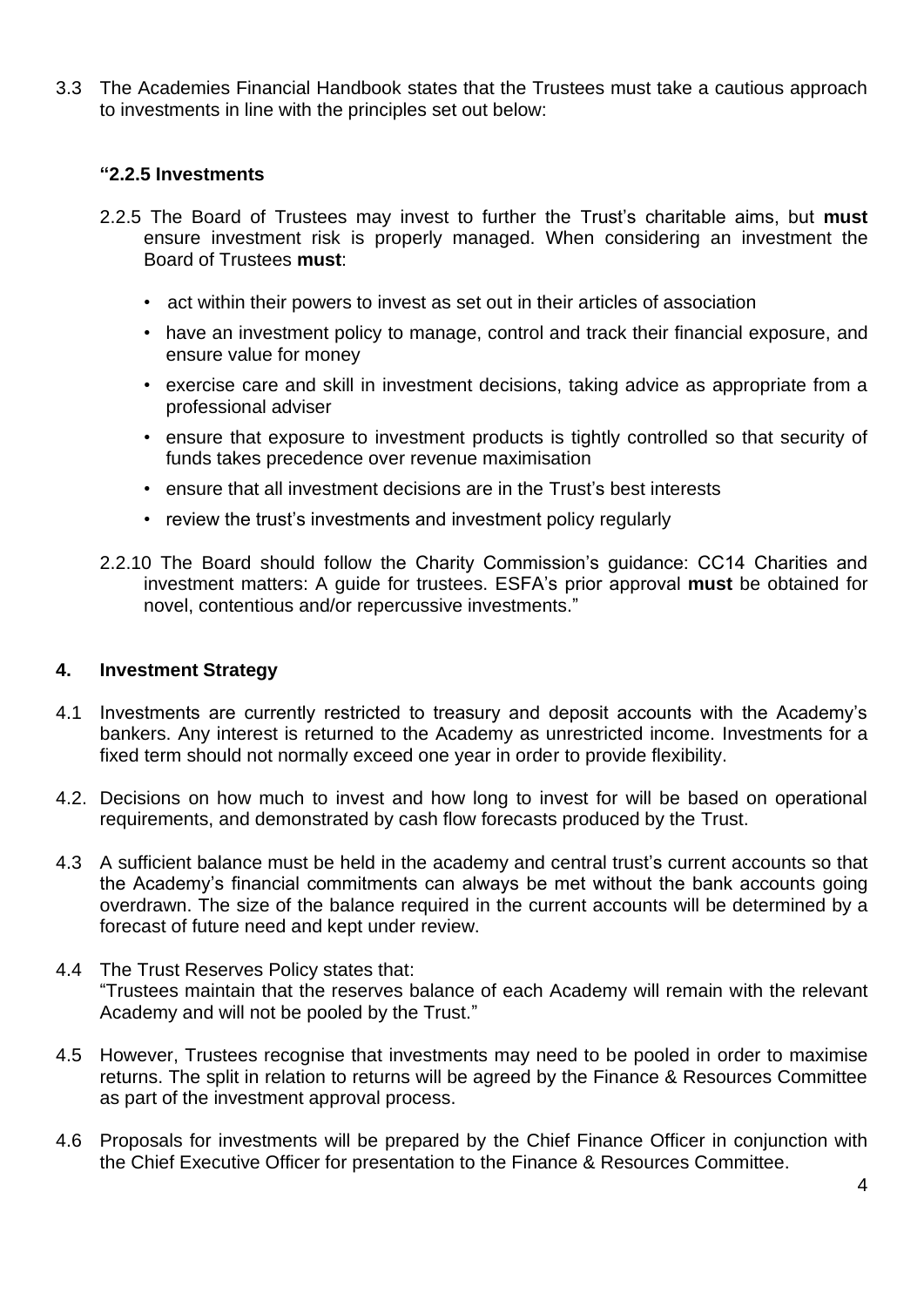3.3 The Academies Financial Handbook states that the Trustees must take a cautious approach to investments in line with the principles set out below:

**"2.2.5 Investments**

2.2.5 The Board of Trustees may invest to further the Trust's charitable aims, but **must** ensure investment risk is properly managed. When considering an investment the Board of Trustees **must**:

- act within their powers to invest as set out in their articles of association
- have an investment policy to manage, control and track their financial exposure, and ensure value for money
- exercise care and skill in investment decisions, taking advice as appropriate from a professional adviser
- ensure that exposure to investment products is tightly controlled so that security of funds takes precedence over revenue maximisation
- ensure that all investment decisions are in the Trust's best interests
- review the trust's investments and investment policy regularly

2.2.10 The Board should follow the Charity Commission's guidance: CC14 Charities and investment matters: A guide for trustees. ESFA's prior approval **must** be obtained for novel, contentious and/or repercussive investments."

## 4. Investment Strategy

4.1 Investments are currently restricted to treasury and deposit accounts with the Academy's bankers. Any interest is returned to the Academy as unrestricted income. Investments for a fixed term should not normally exceed one year in order to provide flexibility.

4.2. Decisions on how much to invest and how long to invest for will be based on operational requirements, and demonstrated by cash flow forecasts produced by the Trust.

4.3 A sufficient balance must be held in the academy and central trust's current accounts so that the Academy's financial commitments can always be met without the bank accounts going overdrawn. The size of the balance required in the current accounts will be determined by a forecast of future need and kept under review.

4.4 The Trust Reserves Policy states that:
"Trustees maintain that the reserves balance of each Academy will remain with the relevant Academy and will not be pooled by the Trust."

4.5 However, Trustees recognise that investments may need to be pooled in order to maximise returns. The split in relation to returns will be agreed by the Finance & Resources Committee as part of the investment approval process.

4.6 Proposals for investments will be prepared by the Chief Finance Officer in conjunction with the Chief Executive Officer for presentation to the Finance & Resources Committee.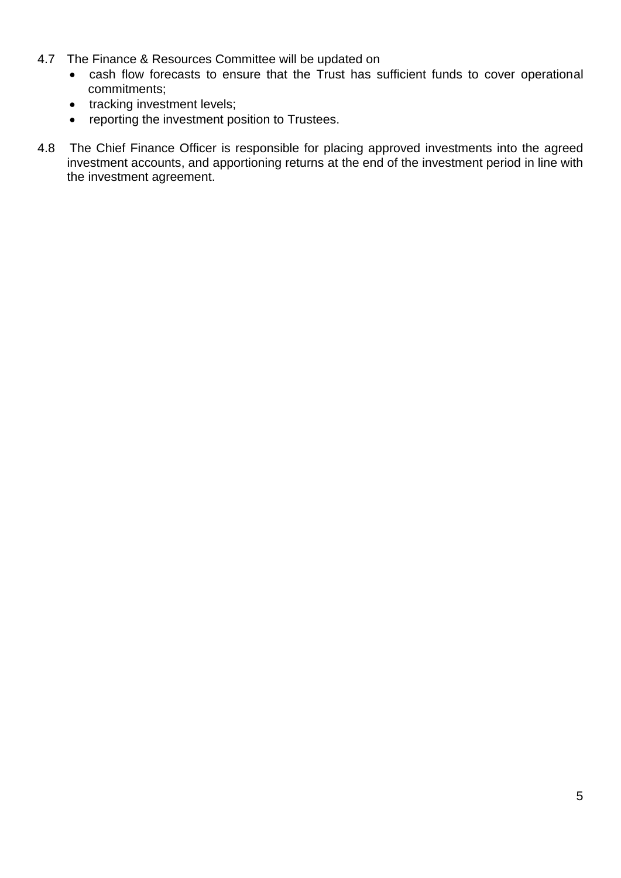4.7 The Finance & Resources Committee will be updated on

- cash flow forecasts to ensure that the Trust has sufficient funds to cover operational commitments;
- tracking investment levels;
- reporting the investment position to Trustees.

4.8 The Chief Finance Officer is responsible for placing approved investments into the agreed investment accounts, and apportioning returns at the end of the investment period in line with the investment agreement.